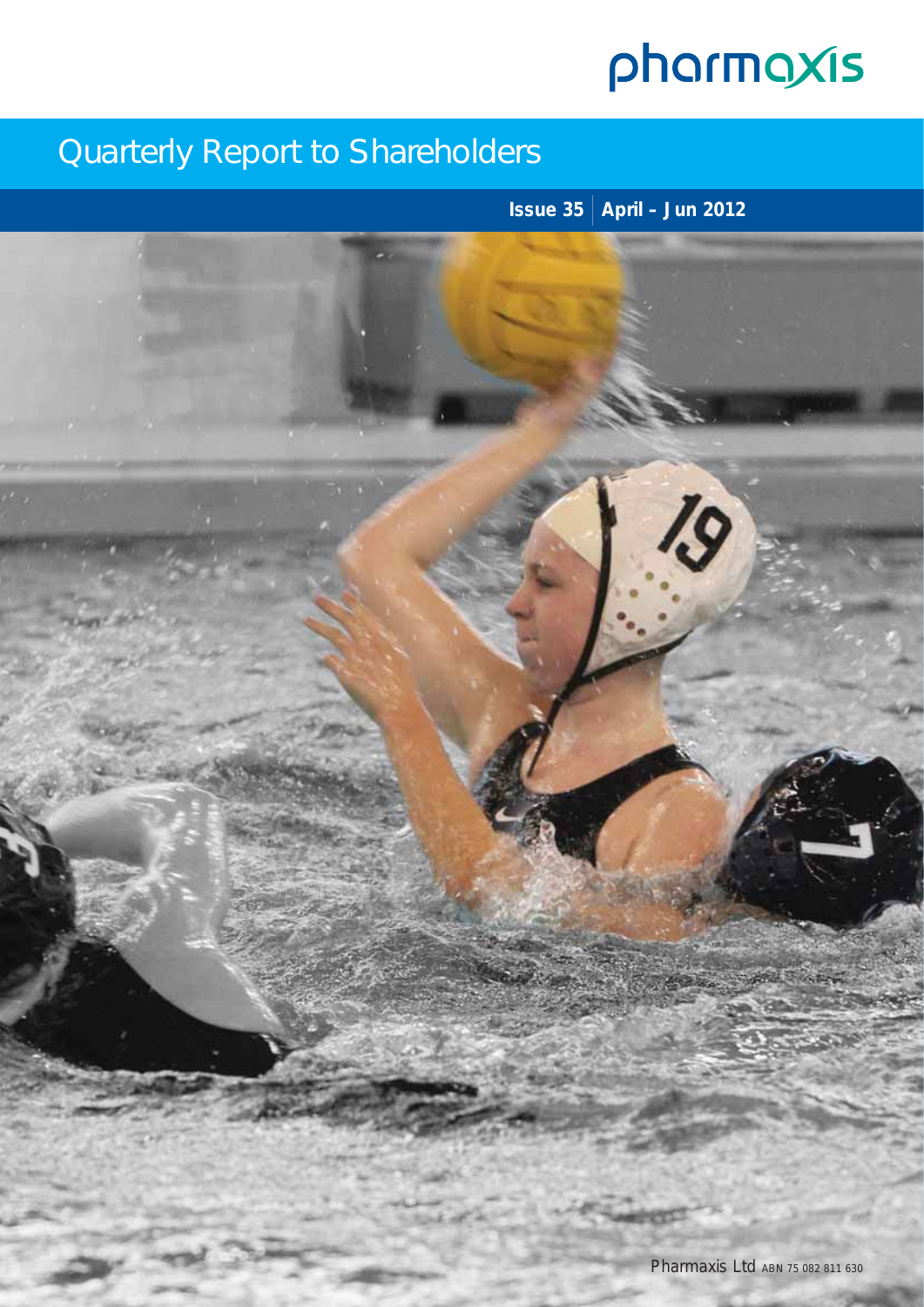pharmaxis

# Quarterly Report to Shareholders

**Issue 35 | April – Jun 2012**

Pharmaxis Ltd ABN 75 082 811 630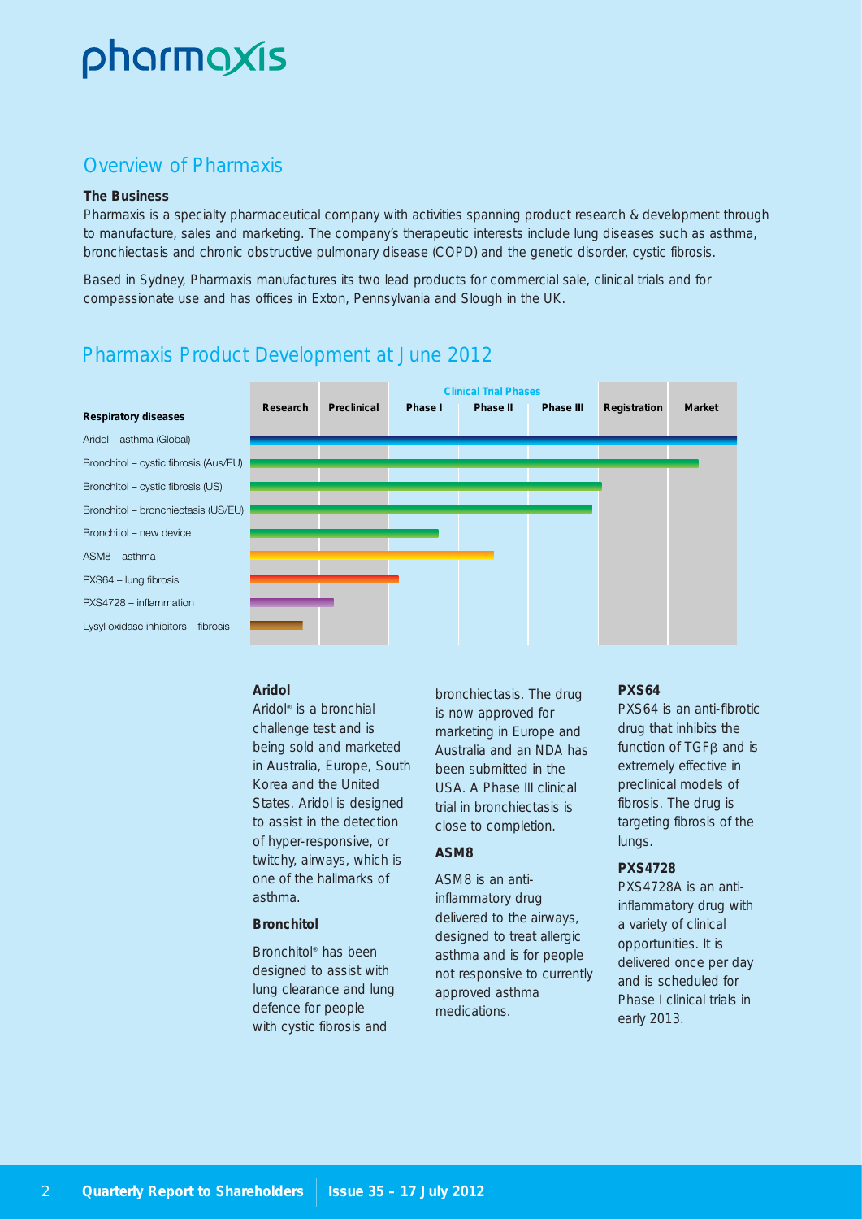pharmaxis

## Overview of Pharmaxis

**The Business**

Pharmaxis is a specialty pharmaceutical company with activities spanning product research & development through to manufacture, sales and marketing. The company's therapeutic interests include lung diseases such as asthma, bronchiectasis and chronic obstructive pulmonary disease (COPD) and the genetic disorder, cystic fibrosis.

Based in Sydney, Pharmaxis manufactures its two lead products for commercial sale, clinical trials and for compassionate use and has offices in Exton, Pennsylvania and Slough in the UK.

## Pharmaxis Product Development at June 2012

| Respiratory diseases | Research | Preclinical | Clinical Trial Phases: Phase I | Phase II | Phase III | Registration | Market |
|---|---|---|---|---|---|---|---|
| Aridol – asthma (Global) | ■ | ■ | ■ | ■ | ■ | ■ | ■ |
| Bronchitol – cystic fibrosis (Aus/EU) | ■ | ■ | ■ | ■ | ■ | ■ | ■ |
| Bronchitol – cystic fibrosis (US) | ■ | ■ | ■ | ■ | ■ | ■ | |
| Bronchitol – bronchiectasis (US/EU) | ■ | ■ | ■ | ■ | ■ | | |
| Bronchitol – new device | ■ | ■ | ■ | | | | |
| ASM8 – asthma | ■ | ■ | ■ | ■ | | | |
| PXS64 – lung fibrosis | ■ | ■ | ■ | | | | |
| PXS4728 – inflammation | ■ | ■ | | | | | |
| Lysyl oxidase inhibitors – fibrosis | ■ | | | | | | |

### Aridol

Aridol® is a bronchial challenge test and is being sold and marketed in Australia, Europe, South Korea and the United States. Aridol is designed to assist in the detection of hyper-responsive, or twitchy, airways, which is one of the hallmarks of asthma.

### Bronchitol

Bronchitol® has been designed to assist with lung clearance and lung defence for people with cystic fibrosis and bronchiectasis. The drug is now approved for marketing in Europe and Australia and an NDA has been submitted in the USA. A Phase III clinical trial in bronchiectasis is close to completion.

### ASM8

ASM8 is an anti-inflammatory drug delivered to the airways, designed to treat allergic asthma and is for people not responsive to currently approved asthma medications.

### PXS64

PXS64 is an anti-fibrotic drug that inhibits the function of TGF$\beta$ and is extremely effective in preclinical models of fibrosis. The drug is targeting fibrosis of the lungs.

### PXS4728

PXS4728A is an anti-inflammatory drug with a variety of clinical opportunities. It is delivered once per day and is scheduled for Phase I clinical trials in early 2013.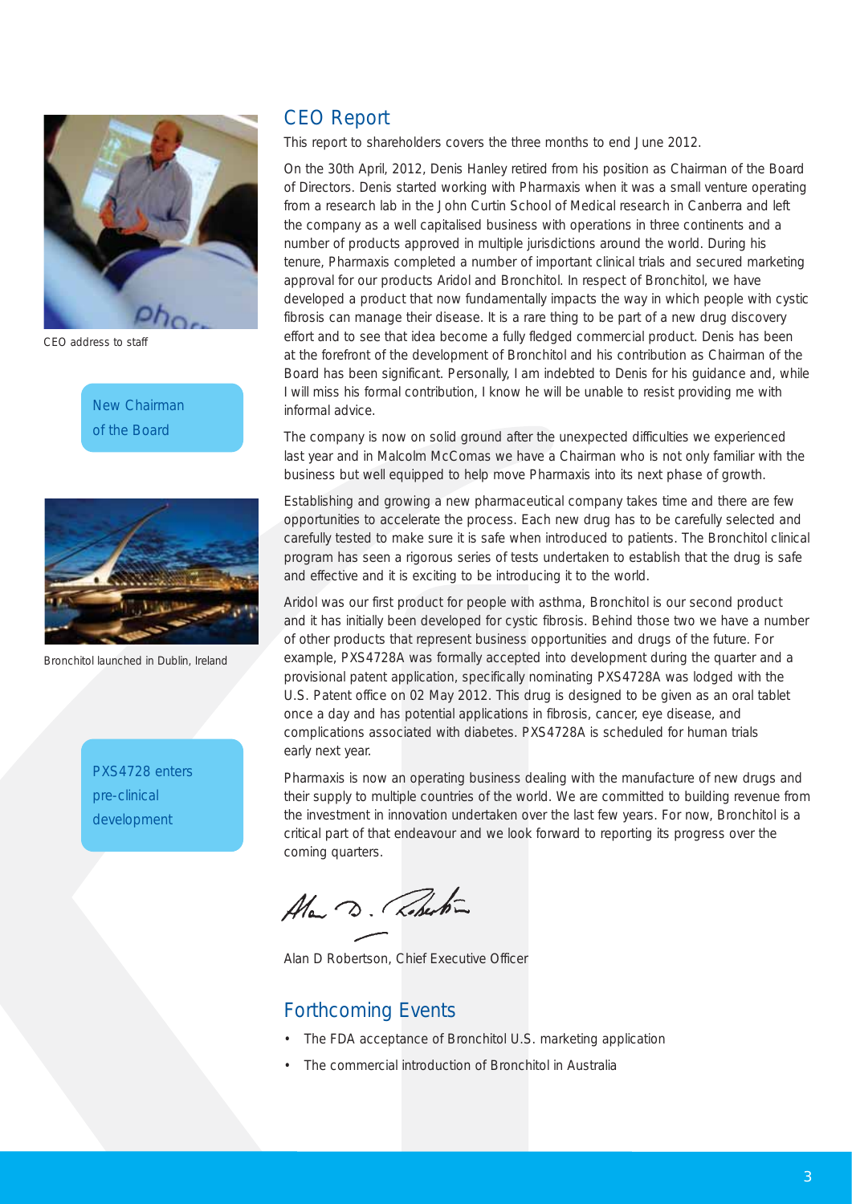CEO address to staff

New Chairman of the Board

Bronchitol launched in Dublin, Ireland

PXS4728 enters pre-clinical development

## CEO Report

This report to shareholders covers the three months to end June 2012.

On the 30th April, 2012, Denis Hanley retired from his position as Chairman of the Board of Directors. Denis started working with Pharmaxis when it was a small venture operating from a research lab in the John Curtin School of Medical research in Canberra and left the company as a well capitalised business with operations in three continents and a number of products approved in multiple jurisdictions around the world. During his tenure, Pharmaxis completed a number of important clinical trials and secured marketing approval for our products Aridol and Bronchitol. In respect of Bronchitol, we have developed a product that now fundamentally impacts the way in which people with cystic fibrosis can manage their disease. It is a rare thing to be part of a new drug discovery effort and to see that idea become a fully fledged commercial product. Denis has been at the forefront of the development of Bronchitol and his contribution as Chairman of the Board has been significant. Personally, I am indebted to Denis for his guidance and, while I will miss his formal contribution, I know he will be unable to resist providing me with informal advice.

The company is now on solid ground after the unexpected difficulties we experienced last year and in Malcolm McComas we have a Chairman who is not only familiar with the business but well equipped to help move Pharmaxis into its next phase of growth.

Establishing and growing a new pharmaceutical company takes time and there are few opportunities to accelerate the process. Each new drug has to be carefully selected and carefully tested to make sure it is safe when introduced to patients. The Bronchitol clinical program has seen a rigorous series of tests undertaken to establish that the drug is safe and effective and it is exciting to be introducing it to the world.

Aridol was our first product for people with asthma, Bronchitol is our second product and it has initially been developed for cystic fibrosis. Behind those two we have a number of other products that represent business opportunities and drugs of the future. For example, PXS4728A was formally accepted into development during the quarter and a provisional patent application, specifically nominating PXS4728A was lodged with the U.S. Patent office on 02 May 2012. This drug is designed to be given as an oral tablet once a day and has potential applications in fibrosis, cancer, eye disease, and complications associated with diabetes. PXS4728A is scheduled for human trials early next year.

Pharmaxis is now an operating business dealing with the manufacture of new drugs and their supply to multiple countries of the world. We are committed to building revenue from the investment in innovation undertaken over the last few years. For now, Bronchitol is a critical part of that endeavour and we look forward to reporting its progress over the coming quarters.

Alan D Robertson, Chief Executive Officer

## Forthcoming Events

- The FDA acceptance of Bronchitol U.S. marketing application
- The commercial introduction of Bronchitol in Australia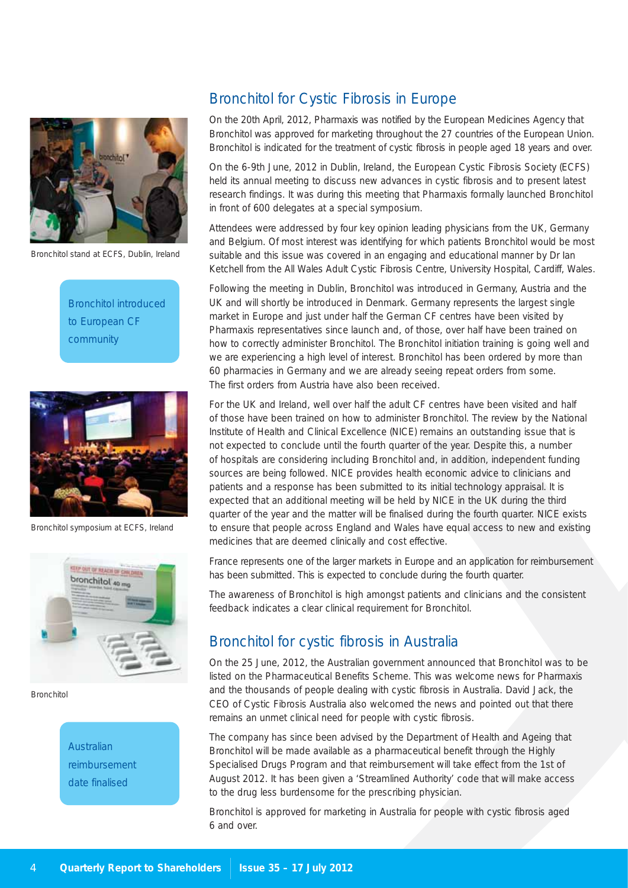## Bronchitol for Cystic Fibrosis in Europe

On the 20th April, 2012, Pharmaxis was notified by the European Medicines Agency that Bronchitol was approved for marketing throughout the 27 countries of the European Union. Bronchitol is indicated for the treatment of cystic fibrosis in people aged 18 years and over.

On the 6-9th June, 2012 in Dublin, Ireland, the European Cystic Fibrosis Society (ECFS) held its annual meeting to discuss new advances in cystic fibrosis and to present latest research findings. It was during this meeting that Pharmaxis formally launched Bronchitol in front of 600 delegates at a special symposium.

Attendees were addressed by four key opinion leading physicians from the UK, Germany and Belgium. Of most interest was identifying for which patients Bronchitol would be most suitable and this issue was covered in an engaging and educational manner by Dr Ian Ketchell from the All Wales Adult Cystic Fibrosis Centre, University Hospital, Cardiff, Wales.

Following the meeting in Dublin, Bronchitol was introduced in Germany, Austria and the UK and will shortly be introduced in Denmark. Germany represents the largest single market in Europe and just under half the German CF centres have been visited by Pharmaxis representatives since launch and, of those, over half have been trained on how to correctly administer Bronchitol. The Bronchitol initiation training is going well and we are experiencing a high level of interest. Bronchitol has been ordered by more than 60 pharmacies in Germany and we are already seeing repeat orders from some. The first orders from Austria have also been received.

For the UK and Ireland, well over half the adult CF centres have been visited and half of those have been trained on how to administer Bronchitol. The review by the National Institute of Health and Clinical Excellence (NICE) remains an outstanding issue that is not expected to conclude until the fourth quarter of the year. Despite this, a number of hospitals are considering including Bronchitol and, in addition, independent funding sources are being followed. NICE provides health economic advice to clinicians and patients and a response has been submitted to its initial technology appraisal. It is expected that an additional meeting will be held by NICE in the UK during the third quarter of the year and the matter will be finalised during the fourth quarter. NICE exists to ensure that people across England and Wales have equal access to new and existing medicines that are deemed clinically and cost effective.

France represents one of the larger markets in Europe and an application for reimbursement has been submitted. This is expected to conclude during the fourth quarter.

The awareness of Bronchitol is high amongst patients and clinicians and the consistent feedback indicates a clear clinical requirement for Bronchitol.

Bronchitol stand at ECFS, Dublin, Ireland

Bronchitol introduced to European CF community

Bronchitol symposium at ECFS, Ireland

Bronchitol

## Bronchitol for cystic fibrosis in Australia

On the 25 June, 2012, the Australian government announced that Bronchitol was to be listed on the Pharmaceutical Benefits Scheme. This was welcome news for Pharmaxis and the thousands of people dealing with cystic fibrosis in Australia. David Jack, the CEO of Cystic Fibrosis Australia also welcomed the news and pointed out that there remains an unmet clinical need for people with cystic fibrosis.

The company has since been advised by the Department of Health and Ageing that Bronchitol will be made available as a pharmaceutical benefit through the Highly Specialised Drugs Program and that reimbursement will take effect from the 1st of August 2012. It has been given a 'Streamlined Authority' code that will make access to the drug less burdensome for the prescribing physician.

Bronchitol is approved for marketing in Australia for people with cystic fibrosis aged 6 and over.

Australian reimbursement date finalised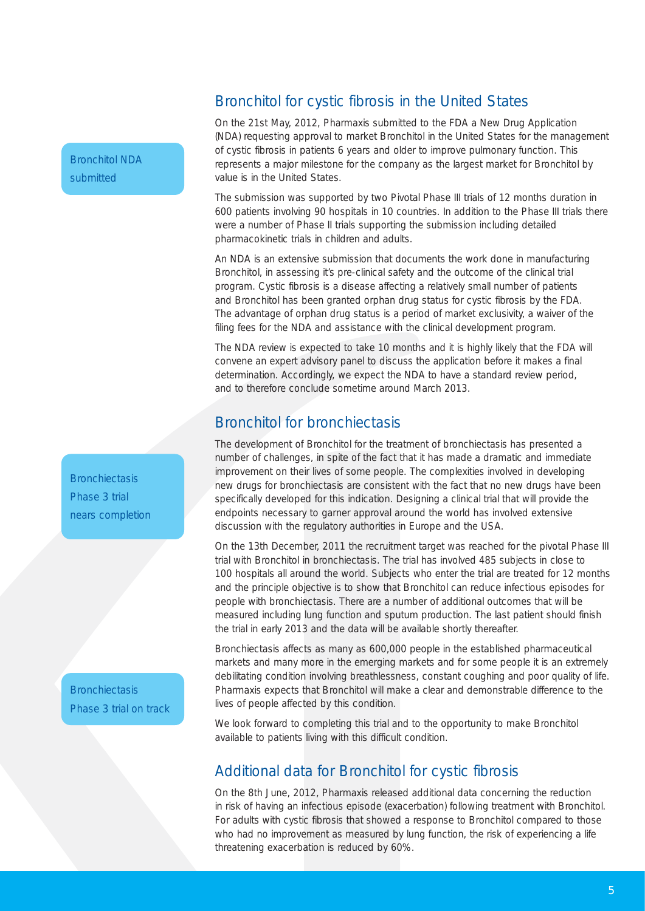## Bronchitol for cystic fibrosis in the United States

Bronchitol NDA submitted

On the 21st May, 2012, Pharmaxis submitted to the FDA a New Drug Application (NDA) requesting approval to market Bronchitol in the United States for the management of cystic fibrosis in patients 6 years and older to improve pulmonary function. This represents a major milestone for the company as the largest market for Bronchitol by value is in the United States.

The submission was supported by two Pivotal Phase III trials of 12 months duration in 600 patients involving 90 hospitals in 10 countries. In addition to the Phase III trials there were a number of Phase II trials supporting the submission including detailed pharmacokinetic trials in children and adults.

An NDA is an extensive submission that documents the work done in manufacturing Bronchitol, in assessing it's pre-clinical safety and the outcome of the clinical trial program. Cystic fibrosis is a disease affecting a relatively small number of patients and Bronchitol has been granted orphan drug status for cystic fibrosis by the FDA. The advantage of orphan drug status is a period of market exclusivity, a waiver of the filing fees for the NDA and assistance with the clinical development program.

The NDA review is expected to take 10 months and it is highly likely that the FDA will convene an expert advisory panel to discuss the application before it makes a final determination. Accordingly, we expect the NDA to have a standard review period, and to therefore conclude sometime around March 2013.

## Bronchitol for bronchiectasis

Bronchiectasis Phase 3 trial nears completion

The development of Bronchitol for the treatment of bronchiectasis has presented a number of challenges, in spite of the fact that it has made a dramatic and immediate improvement on their lives of some people. The complexities involved in developing new drugs for bronchiectasis are consistent with the fact that no new drugs have been specifically developed for this indication. Designing a clinical trial that will provide the endpoints necessary to garner approval around the world has involved extensive discussion with the regulatory authorities in Europe and the USA.

On the 13th December, 2011 the recruitment target was reached for the pivotal Phase III trial with Bronchitol in bronchiectasis. The trial has involved 485 subjects in close to 100 hospitals all around the world. Subjects who enter the trial are treated for 12 months and the principle objective is to show that Bronchitol can reduce infectious episodes for people with bronchiectasis. There are a number of additional outcomes that will be measured including lung function and sputum production. The last patient should finish the trial in early 2013 and the data will be available shortly thereafter.

Bronchiectasis Phase 3 trial on track

Bronchiectasis affects as many as 600,000 people in the established pharmaceutical markets and many more in the emerging markets and for some people it is an extremely debilitating condition involving breathlessness, constant coughing and poor quality of life. Pharmaxis expects that Bronchitol will make a clear and demonstrable difference to the lives of people affected by this condition.

We look forward to completing this trial and to the opportunity to make Bronchitol available to patients living with this difficult condition.

## Additional data for Bronchitol for cystic fibrosis

On the 8th June, 2012, Pharmaxis released additional data concerning the reduction in risk of having an infectious episode (exacerbation) following treatment with Bronchitol. For adults with cystic fibrosis that showed a response to Bronchitol compared to those who had no improvement as measured by lung function, the risk of experiencing a life threatening exacerbation is reduced by 60%.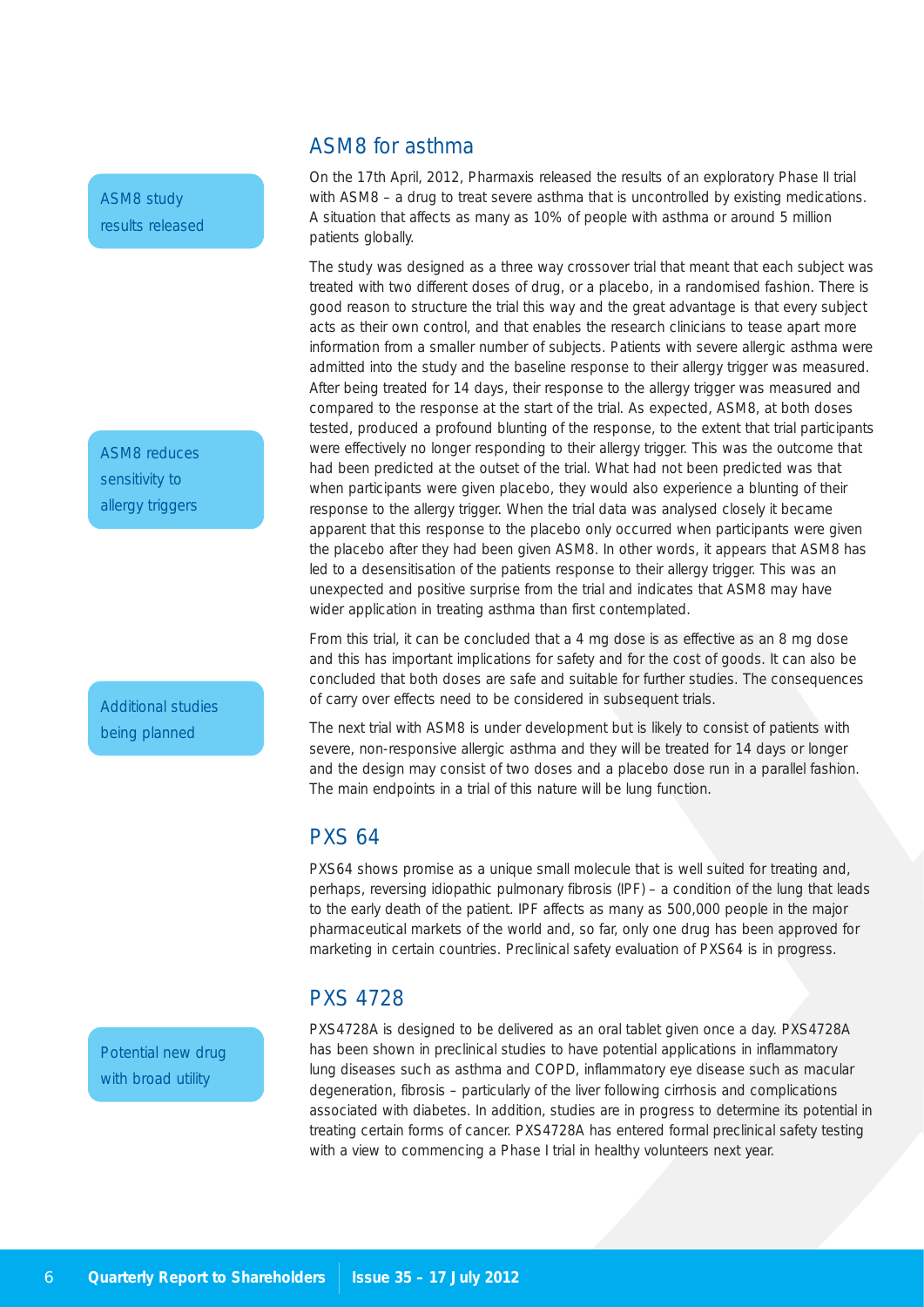## ASM8 for asthma

ASM8 study results released

On the 17th April, 2012, Pharmaxis released the results of an exploratory Phase II trial with ASM8 – a drug to treat severe asthma that is uncontrolled by existing medications. A situation that affects as many as 10% of people with asthma or around 5 million patients globally.

The study was designed as a three way crossover trial that meant that each subject was treated with two different doses of drug, or a placebo, in a randomised fashion. There is good reason to structure the trial this way and the great advantage is that every subject acts as their own control, and that enables the research clinicians to tease apart more information from a smaller number of subjects. Patients with severe allergic asthma were admitted into the study and the baseline response to their allergy trigger was measured. After being treated for 14 days, their response to the allergy trigger was measured and compared to the response at the start of the trial. As expected, ASM8, at both doses tested, produced a profound blunting of the response, to the extent that trial participants were effectively no longer responding to their allergy trigger. This was the outcome that had been predicted at the outset of the trial. What had not been predicted was that when participants were given placebo, they would also experience a blunting of their response to the allergy trigger. When the trial data was analysed closely it became apparent that this response to the placebo only occurred when participants were given the placebo after they had been given ASM8. In other words, it appears that ASM8 has led to a desensitisation of the patients response to their allergy trigger. This was an unexpected and positive surprise from the trial and indicates that ASM8 may have wider application in treating asthma than first contemplated.

ASM8 reduces sensitivity to allergy triggers

From this trial, it can be concluded that a 4 mg dose is as effective as an 8 mg dose and this has important implications for safety and for the cost of goods. It can also be concluded that both doses are safe and suitable for further studies. The consequences of carry over effects need to be considered in subsequent trials.

Additional studies being planned

The next trial with ASM8 is under development but is likely to consist of patients with severe, non-responsive allergic asthma and they will be treated for 14 days or longer and the design may consist of two doses and a placebo dose run in a parallel fashion. The main endpoints in a trial of this nature will be lung function.

## PXS 64

PXS64 shows promise as a unique small molecule that is well suited for treating and, perhaps, reversing idiopathic pulmonary fibrosis (IPF) – a condition of the lung that leads to the early death of the patient. IPF affects as many as 500,000 people in the major pharmaceutical markets of the world and, so far, only one drug has been approved for marketing in certain countries. Preclinical safety evaluation of PXS64 is in progress.

## PXS 4728

Potential new drug with broad utility

PXS4728A is designed to be delivered as an oral tablet given once a day. PXS4728A has been shown in preclinical studies to have potential applications in inflammatory lung diseases such as asthma and COPD, inflammatory eye disease such as macular degeneration, fibrosis – particularly of the liver following cirrhosis and complications associated with diabetes. In addition, studies are in progress to determine its potential in treating certain forms of cancer. PXS4728A has entered formal preclinical safety testing with a view to commencing a Phase I trial in healthy volunteers next year.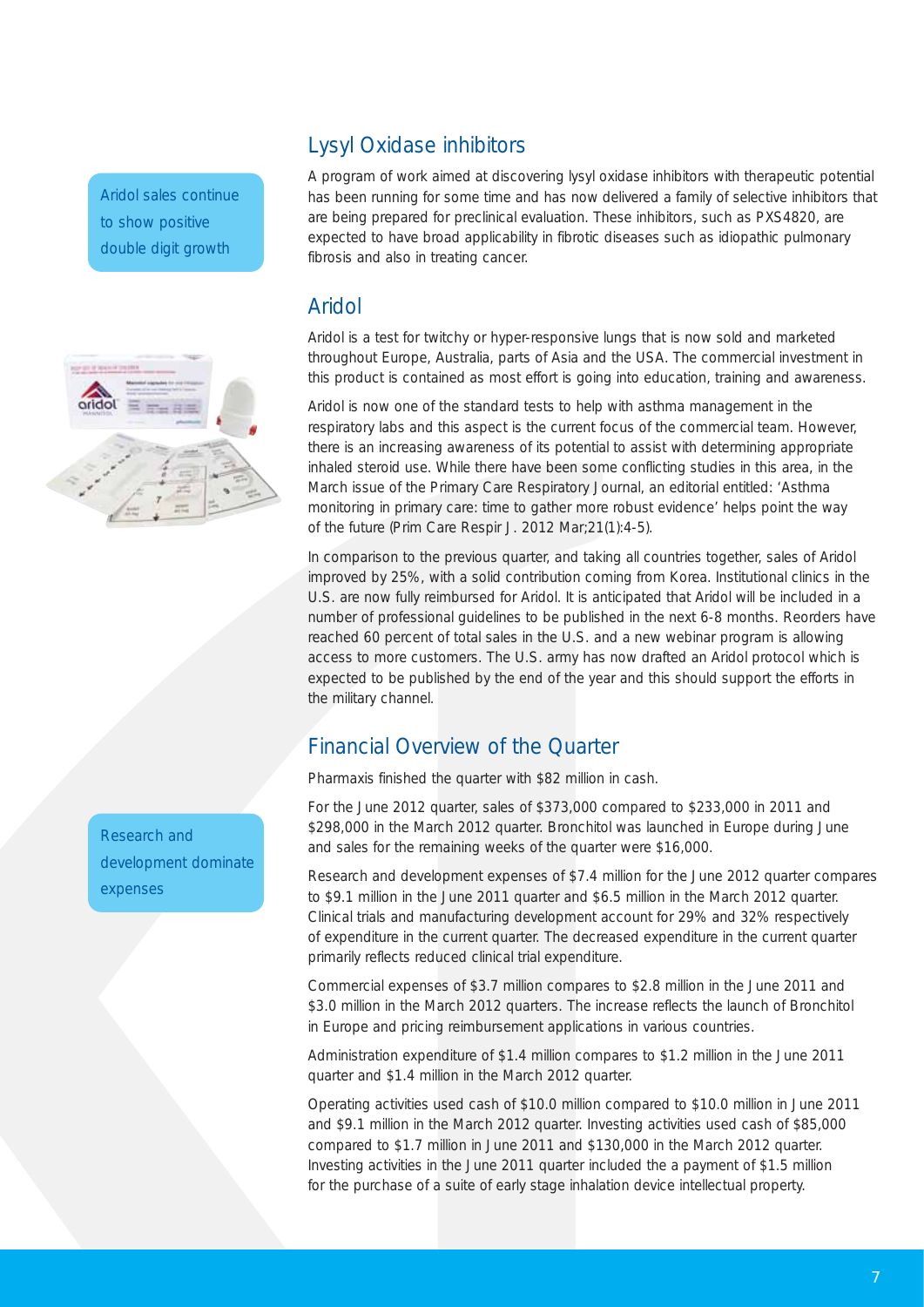Aridol sales continue to show positive double digit growth

## Lysyl Oxidase inhibitors

A program of work aimed at discovering lysyl oxidase inhibitors with therapeutic potential has been running for some time and has now delivered a family of selective inhibitors that are being prepared for preclinical evaluation. These inhibitors, such as PXS4820, are expected to have broad applicability in fibrotic diseases such as idiopathic pulmonary fibrosis and also in treating cancer.

## Aridol

Aridol is a test for twitchy or hyper-responsive lungs that is now sold and marketed throughout Europe, Australia, parts of Asia and the USA. The commercial investment in this product is contained as most effort is going into education, training and awareness.

Aridol is now one of the standard tests to help with asthma management in the respiratory labs and this aspect is the current focus of the commercial team. However, there is an increasing awareness of its potential to assist with determining appropriate inhaled steroid use. While there have been some conflicting studies in this area, in the March issue of the Primary Care Respiratory Journal, an editorial entitled: 'Asthma monitoring in primary care: time to gather more robust evidence' helps point the way of the future (Prim Care Respir J. 2012 Mar;21(1):4-5).

In comparison to the previous quarter, and taking all countries together, sales of Aridol improved by 25%, with a solid contribution coming from Korea. Institutional clinics in the U.S. are now fully reimbursed for Aridol. It is anticipated that Aridol will be included in a number of professional guidelines to be published in the next 6-8 months. Reorders have reached 60 percent of total sales in the U.S. and a new webinar program is allowing access to more customers. The U.S. army has now drafted an Aridol protocol which is expected to be published by the end of the year and this should support the efforts in the military channel.

## Financial Overview of the Quarter

Research and development dominate expenses

Pharmaxis finished the quarter with $82 million in cash.

For the June 2012 quarter, sales of $373,000 compared to $233,000 in 2011 and $298,000 in the March 2012 quarter. Bronchitol was launched in Europe during June and sales for the remaining weeks of the quarter were $16,000.

Research and development expenses of $7.4 million for the June 2012 quarter compares to $9.1 million in the June 2011 quarter and $6.5 million in the March 2012 quarter. Clinical trials and manufacturing development account for 29% and 32% respectively of expenditure in the current quarter. The decreased expenditure in the current quarter primarily reflects reduced clinical trial expenditure.

Commercial expenses of $3.7 million compares to $2.8 million in the June 2011 and $3.0 million in the March 2012 quarters. The increase reflects the launch of Bronchitol in Europe and pricing reimbursement applications in various countries.

Administration expenditure of $1.4 million compares to $1.2 million in the June 2011 quarter and $1.4 million in the March 2012 quarter.

Operating activities used cash of $10.0 million compared to $10.0 million in June 2011 and $9.1 million in the March 2012 quarter. Investing activities used cash of $85,000 compared to $1.7 million in June 2011 and $130,000 in the March 2012 quarter. Investing activities in the June 2011 quarter included a payment of $1.5 million for the purchase of a suite of early stage inhalation device intellectual property.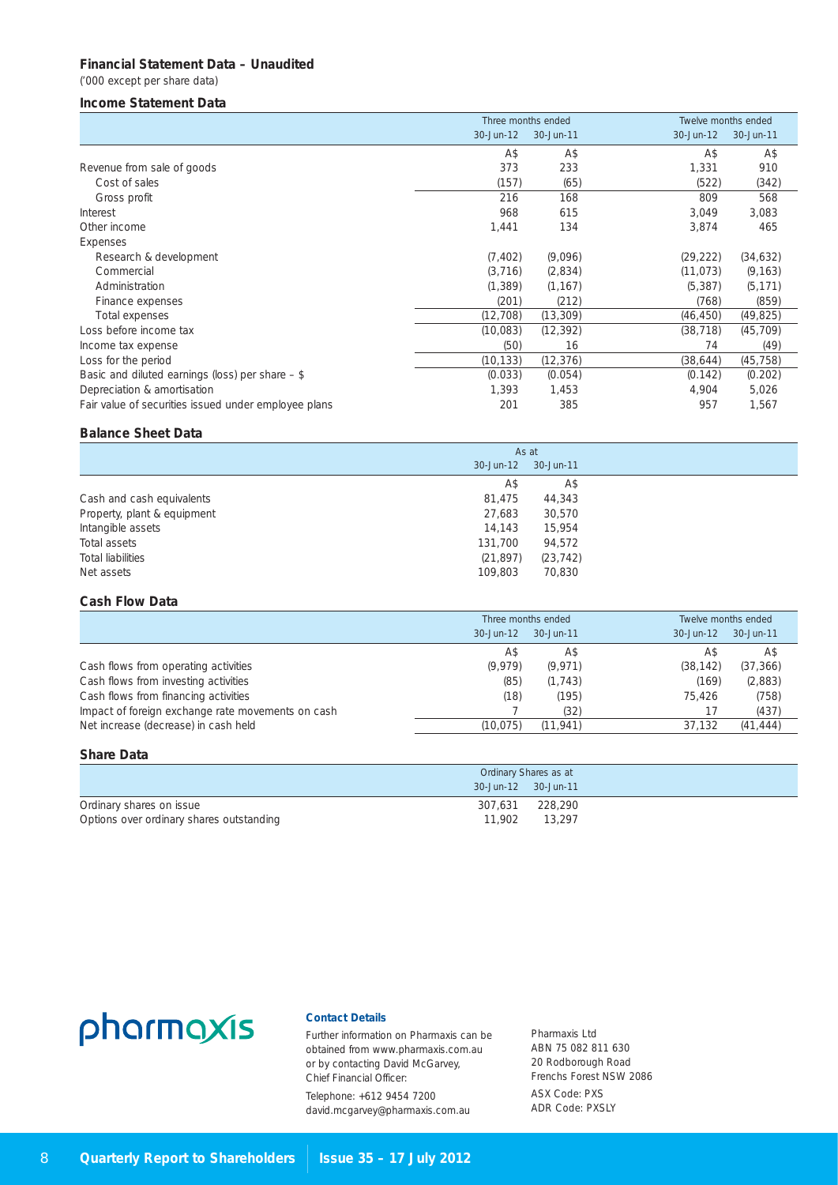## Financial Statement Data – Unaudited

('000 except per share data)

### Income Statement Data

| | Three months ended | | Twelve months ended | |
|---|---|---|---|---|
| | 30-Jun-12 | 30-Jun-11 | 30-Jun-12 | 30-Jun-11 |
| | A$ | A$ | A$ | A$ |
| Revenue from sale of goods | 373 | 233 | 1,331 | 910 |
| Cost of sales | (157) | (65) | (522) | (342) |
| Gross profit | 216 | 168 | 809 | 568 |
| Interest | 968 | 615 | 3,049 | 3,083 |
| Other income | 1,441 | 134 | 3,874 | 465 |
| Expenses | | | | |
| Research & development | (7,402) | (9,096) | (29,222) | (34,632) |
| Commercial | (3,716) | (2,834) | (11,073) | (9,163) |
| Administration | (1,389) | (1,167) | (5,387) | (5,171) |
| Finance expenses | (201) | (212) | (768) | (859) |
| Total expenses | (12,708) | (13,309) | (46,450) | (49,825) |
| Loss before income tax | (10,083) | (12,392) | (38,718) | (45,709) |
| Income tax expense | (50) | 16 | 74 | (49) |
| Loss for the period | (10,133) | (12,376) | (38,644) | (45,758) |
| Basic and diluted earnings (loss) per share – $ | (0.033) | (0.054) | (0.142) | (0.202) |
| Depreciation & amortisation | 1,393 | 1,453 | 4,904 | 5,026 |
| Fair value of securities issued under employee plans | 201 | 385 | 957 | 1,567 |

### Balance Sheet Data

| | As at | |
|---|---|---|
| | 30-Jun-12 | 30-Jun-11 |
| | A$ | A$ |
| Cash and cash equivalents | 81,475 | 44,343 |
| Property, plant & equipment | 27,683 | 30,570 |
| Intangible assets | 14,143 | 15,954 |
| Total assets | 131,700 | 94,572 |
| Total liabilities | (21,897) | (23,742) |
| Net assets | 109,803 | 70,830 |

### Cash Flow Data

| | Three months ended | | Twelve months ended | |
|---|---|---|---|---|
| | 30-Jun-12 | 30-Jun-11 | 30-Jun-12 | 30-Jun-11 |
| | A$ | A$ | A$ | A$ |
| Cash flows from operating activities | (9,979) | (9,971) | (38,142) | (37,366) |
| Cash flows from investing activities | (85) | (1,743) | (169) | (2,883) |
| Cash flows from financing activities | (18) | (195) | 75,426 | (758) |
| Impact of foreign exchange rate movements on cash | 7 | (32) | 17 | (437) |
| Net increase (decrease) in cash held | (10,075) | (11,941) | 37,132 | (41,444) |

### Share Data

| | Ordinary Shares as at | |
|---|---|---|
| | 30-Jun-12 | 30-Jun-11 |
| Ordinary shares on issue | 307,631 | 228,290 |
| Options over ordinary shares outstanding | 11,902 | 13,297 |

pharmaxis

#### Contact Details

Further information on Pharmaxis can be obtained from www.pharmaxis.com.au or by contacting David McGarvey, Chief Financial Officer:

Telephone: +612 9454 7200
david.mcgarvey@pharmaxis.com.au

Pharmaxis Ltd
ABN 75 082 811 630
20 Rodborough Road
Frenchs Forest NSW 2086
ASX Code: PXS
ADR Code: PXSLY